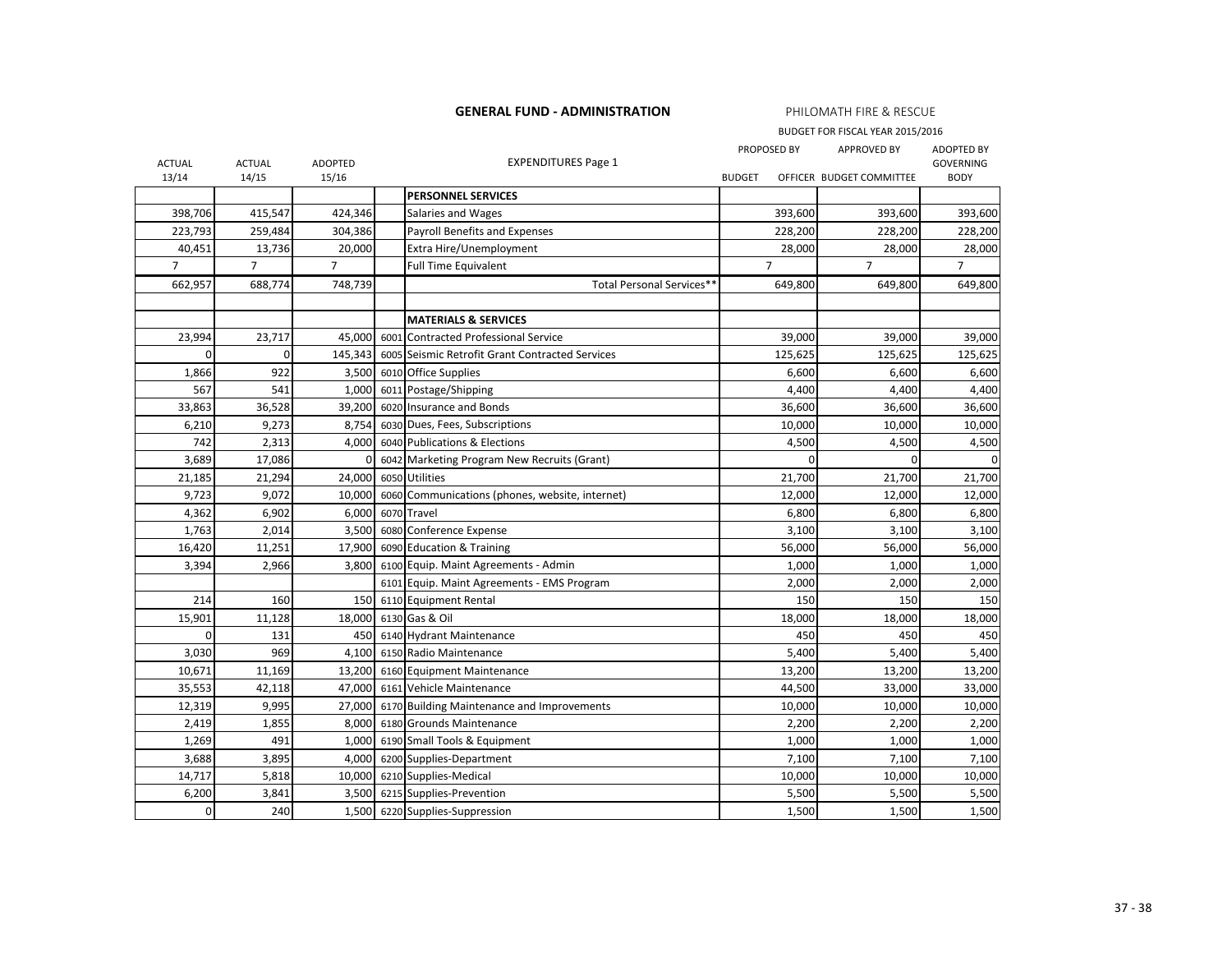# GENERAL FUND - ADMINISTRATION

PHILOMATH FIRE & RESCUE

BUDGET FOR FISCAL YEAR 2015/2016

| ACTUAL 13/14 | ACTUAL 14/15 | ADOPTED 15/16 | | EXPENDITURES Page 1 | PROPOSED BY BUDGET OFFICER | APPROVED BY BUDGET COMMITTEE | ADOPTED BY GOVERNING BODY |
|---|---|---|---|---|---|---|---|
| | | | | **PERSONNEL SERVICES** | | | |
| 398,706 | 415,547 | 424,346 | | Salaries and Wages | 393,600 | 393,600 | 393,600 |
| 223,793 | 259,484 | 304,386 | | Payroll Benefits and Expenses | 228,200 | 228,200 | 228,200 |
| 40,451 | 13,736 | 20,000 | | Extra Hire/Unemployment | 28,000 | 28,000 | 28,000 |
| 7 | 7 | 7 | | Full Time Equivalent | 7 | 7 | 7 |
| 662,957 | 688,774 | 748,739 | | Total Personal Services** | 649,800 | 649,800 | 649,800 |
| | | | | | | | |
| | | | | **MATERIALS & SERVICES** | | | |
| 23,994 | 23,717 | 45,000 | 6001 | Contracted Professional Service | 39,000 | 39,000 | 39,000 |
| 0 | 0 | 145,343 | 6005 | Seismic Retrofit Grant Contracted Services | 125,625 | 125,625 | 125,625 |
| 1,866 | 922 | 3,500 | 6010 | Office Supplies | 6,600 | 6,600 | 6,600 |
| 567 | 541 | 1,000 | 6011 | Postage/Shipping | 4,400 | 4,400 | 4,400 |
| 33,863 | 36,528 | 39,200 | 6020 | Insurance and Bonds | 36,600 | 36,600 | 36,600 |
| 6,210 | 9,273 | 8,754 | 6030 | Dues, Fees, Subscriptions | 10,000 | 10,000 | 10,000 |
| 742 | 2,313 | 4,000 | 6040 | Publications & Elections | 4,500 | 4,500 | 4,500 |
| 3,689 | 17,086 | 0 | 6042 | Marketing Program New Recruits (Grant) | 0 | 0 | 0 |
| 21,185 | 21,294 | 24,000 | 6050 | Utilities | 21,700 | 21,700 | 21,700 |
| 9,723 | 9,072 | 10,000 | 6060 | Communications (phones, website, internet) | 12,000 | 12,000 | 12,000 |
| 4,362 | 6,902 | 6,000 | 6070 | Travel | 6,800 | 6,800 | 6,800 |
| 1,763 | 2,014 | 3,500 | 6080 | Conference Expense | 3,100 | 3,100 | 3,100 |
| 16,420 | 11,251 | 17,900 | 6090 | Education & Training | 56,000 | 56,000 | 56,000 |
| 3,394 | 2,966 | 3,800 | 6100 | Equip. Maint Agreements - Admin | 1,000 | 1,000 | 1,000 |
| | | | 6101 | Equip. Maint Agreements - EMS Program | 2,000 | 2,000 | 2,000 |
| 214 | 160 | 150 | 6110 | Equipment Rental | 150 | 150 | 150 |
| 15,901 | 11,128 | 18,000 | 6130 | Gas & Oil | 18,000 | 18,000 | 18,000 |
| 0 | 131 | 450 | 6140 | Hydrant Maintenance | 450 | 450 | 450 |
| 3,030 | 969 | 4,100 | 6150 | Radio Maintenance | 5,400 | 5,400 | 5,400 |
| 10,671 | 11,169 | 13,200 | 6160 | Equipment Maintenance | 13,200 | 13,200 | 13,200 |
| 35,553 | 42,118 | 47,000 | 6161 | Vehicle Maintenance | 44,500 | 33,000 | 33,000 |
| 12,319 | 9,995 | 27,000 | 6170 | Building Maintenance and Improvements | 10,000 | 10,000 | 10,000 |
| 2,419 | 1,855 | 8,000 | 6180 | Grounds Maintenance | 2,200 | 2,200 | 2,200 |
| 1,269 | 491 | 1,000 | 6190 | Small Tools & Equipment | 1,000 | 1,000 | 1,000 |
| 3,688 | 3,895 | 4,000 | 6200 | Supplies-Department | 7,100 | 7,100 | 7,100 |
| 14,717 | 5,818 | 10,000 | 6210 | Supplies-Medical | 10,000 | 10,000 | 10,000 |
| 6,200 | 3,841 | 3,500 | 6215 | Supplies-Prevention | 5,500 | 5,500 | 5,500 |
| 0 | 240 | 1,500 | 6220 | Supplies-Suppression | 1,500 | 1,500 | 1,500 |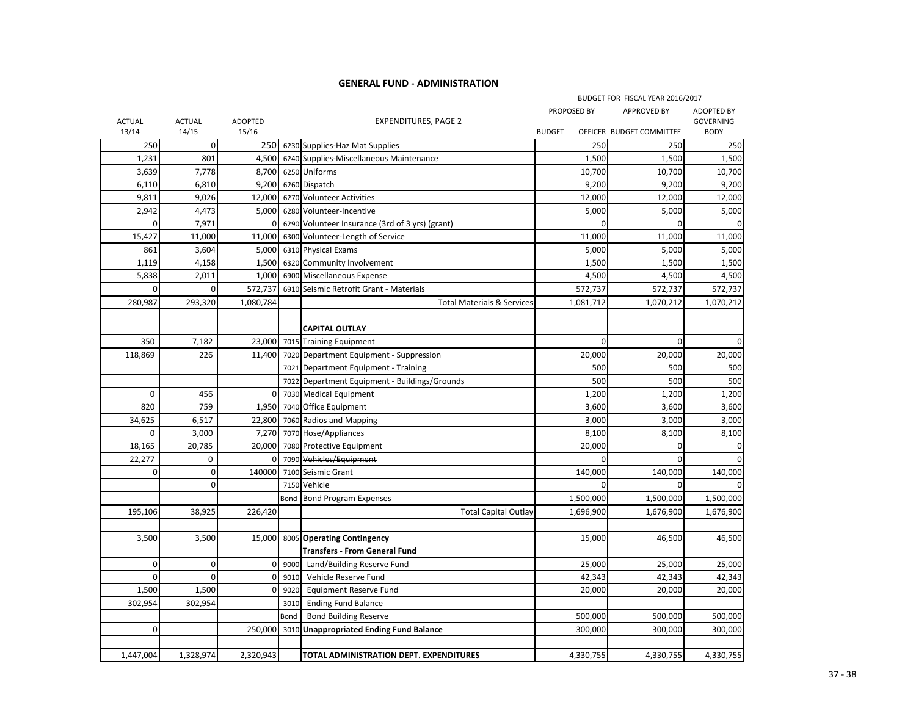## GENERAL FUND - ADMINISTRATION

| ACTUAL 13/14 | ACTUAL 14/15 | ADOPTED 15/16 | | EXPENDITURES, PAGE 2 | BUDGET FOR FISCAL YEAR 2016/2017 PROPOSED BY BUDGET OFFICER | APPROVED BY BUDGET COMMITTEE | ADOPTED BY GOVERNING BODY |
|---|---|---|---|---|---|---|---|
| 250 | 0 | 250 | 6230 | Supplies-Haz Mat Supplies | 250 | 250 | 250 |
| 1,231 | 801 | 4,500 | 6240 | Supplies-Miscellaneous Maintenance | 1,500 | 1,500 | 1,500 |
| 3,639 | 7,778 | 8,700 | 6250 | Uniforms | 10,700 | 10,700 | 10,700 |
| 6,110 | 6,810 | 9,200 | 6260 | Dispatch | 9,200 | 9,200 | 9,200 |
| 9,811 | 9,026 | 12,000 | 6270 | Volunteer Activities | 12,000 | 12,000 | 12,000 |
| 2,942 | 4,473 | 5,000 | 6280 | Volunteer-Incentive | 5,000 | 5,000 | 5,000 |
| 0 | 7,971 | 0 | 6290 | Volunteer Insurance (3rd of 3 yrs) (grant) | 0 | 0 | 0 |
| 15,427 | 11,000 | 11,000 | 6300 | Volunteer-Length of Service | 11,000 | 11,000 | 11,000 |
| 861 | 3,604 | 5,000 | 6310 | Physical Exams | 5,000 | 5,000 | 5,000 |
| 1,119 | 4,158 | 1,500 | 6320 | Community Involvement | 1,500 | 1,500 | 1,500 |
| 5,838 | 2,011 | 1,000 | 6900 | Miscellaneous Expense | 4,500 | 4,500 | 4,500 |
| 0 | 0 | 572,737 | 6910 | Seismic Retrofit Grant - Materials | 572,737 | 572,737 | 572,737 |
| 280,987 | 293,320 | 1,080,784 | | Total Materials & Services | 1,081,712 | 1,070,212 | 1,070,212 |
| | | | | | | | |
| | | | | **CAPITAL OUTLAY** | | | |
| 350 | 7,182 | 23,000 | 7015 | Training Equipment | 0 | 0 | 0 |
| 118,869 | 226 | 11,400 | 7020 | Department Equipment - Suppression | 20,000 | 20,000 | 20,000 |
| | | | 7021 | Department Equipment - Training | 500 | 500 | 500 |
| | | | 7022 | Department Equipment - Buildings/Grounds | 500 | 500 | 500 |
| 0 | 456 | 0 | 7030 | Medical Equipment | 1,200 | 1,200 | 1,200 |
| 820 | 759 | 1,950 | 7040 | Office Equipment | 3,600 | 3,600 | 3,600 |
| 34,625 | 6,517 | 22,800 | 7060 | Radios and Mapping | 3,000 | 3,000 | 3,000 |
| 0 | 3,000 | 7,270 | 7070 | Hose/Appliances | 8,100 | 8,100 | 8,100 |
| 18,165 | 20,785 | 20,000 | 7080 | Protective Equipment | 20,000 | 0 | 0 |
| 22,277 | 0 | 0 | 7090 | ~~Vehicles/Equipment~~ | 0 | 0 | 0 |
| 0 | 0 | 140000 | 7100 | Seismic Grant | 140,000 | 140,000 | 140,000 |
| | 0 | | 7150 | Vehicle | 0 | 0 | 0 |
| | | | Bond | Bond Program Expenses | 1,500,000 | 1,500,000 | 1,500,000 |
| 195,106 | 38,925 | 226,420 | | Total Capital Outlay | 1,696,900 | 1,676,900 | 1,676,900 |
| | | | | | | | |
| 3,500 | 3,500 | 15,000 | 8005 | **Operating Contingency** | 15,000 | 46,500 | 46,500 |
| | | | | **Transfers - From General Fund** | | | |
| 0 | 0 | 0 | 9000 | Land/Building Reserve Fund | 25,000 | 25,000 | 25,000 |
| 0 | 0 | 0 | 9010 | Vehicle Reserve Fund | 42,343 | 42,343 | 42,343 |
| 1,500 | 1,500 | 0 | 9020 | Equipment Reserve Fund | 20,000 | 20,000 | 20,000 |
| 302,954 | 302,954 | | 3010 | Ending Fund Balance | | | |
| | | | Bond | Bond Building Reserve | 500,000 | 500,000 | 500,000 |
| 0 | | 250,000 | 3010 | **Unappropriated Ending Fund Balance** | 300,000 | 300,000 | 300,000 |
| | | | | | | | |
| 1,447,004 | 1,328,974 | 2,320,943 | | **TOTAL ADMINISTRATION DEPT. EXPENDITURES** | 4,330,755 | 4,330,755 | 4,330,755 |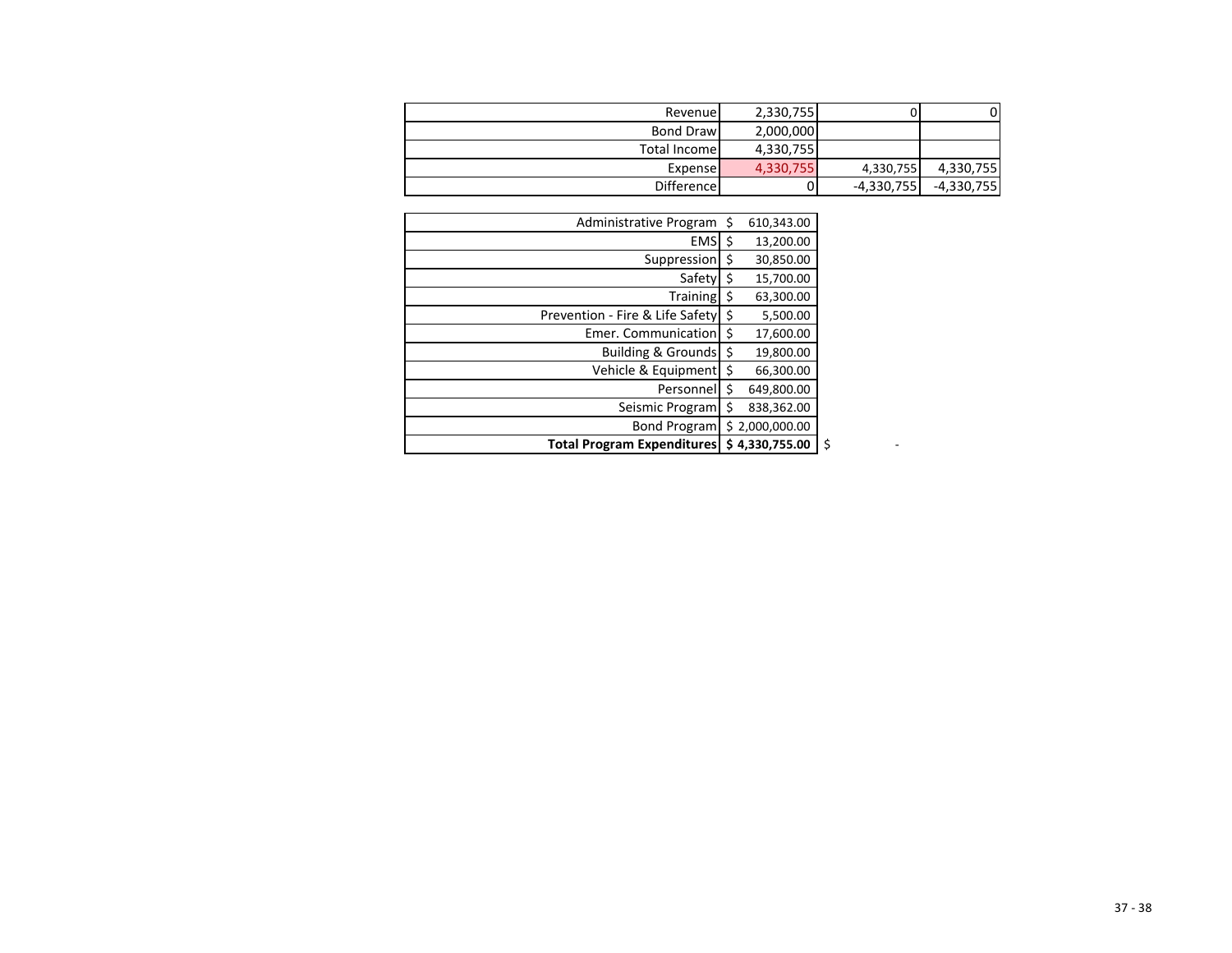| | | | |
|---|---|---|---|
| Revenue | 2,330,755 | 0 | 0 |
| Bond Draw | 2,000,000 | | |
| Total Income | 4,330,755 | | |
| Expense | 4,330,755 | 4,330,755 | 4,330,755 |
| Difference | 0 | -4,330,755 | -4,330,755 |

| | | |
|---|---|---|
| Administrative Program | $ 610,343.00 | |
| EMS | $ 13,200.00 | |
| Suppression | $ 30,850.00 | |
| Safety | $ 15,700.00 | |
| Training | $ 63,300.00 | |
| Prevention - Fire & Life Safety | $ 5,500.00 | |
| Emer. Communication | $ 17,600.00 | |
| Building & Grounds | $ 19,800.00 | |
| Vehicle & Equipment | $ 66,300.00 | |
| Personnel | $ 649,800.00 | |
| Seismic Program | $ 838,362.00 | |
| Bond Program | $ 2,000,000.00 | |
| **Total Program Expenditures** | **$ 4,330,755.00** | $ - |